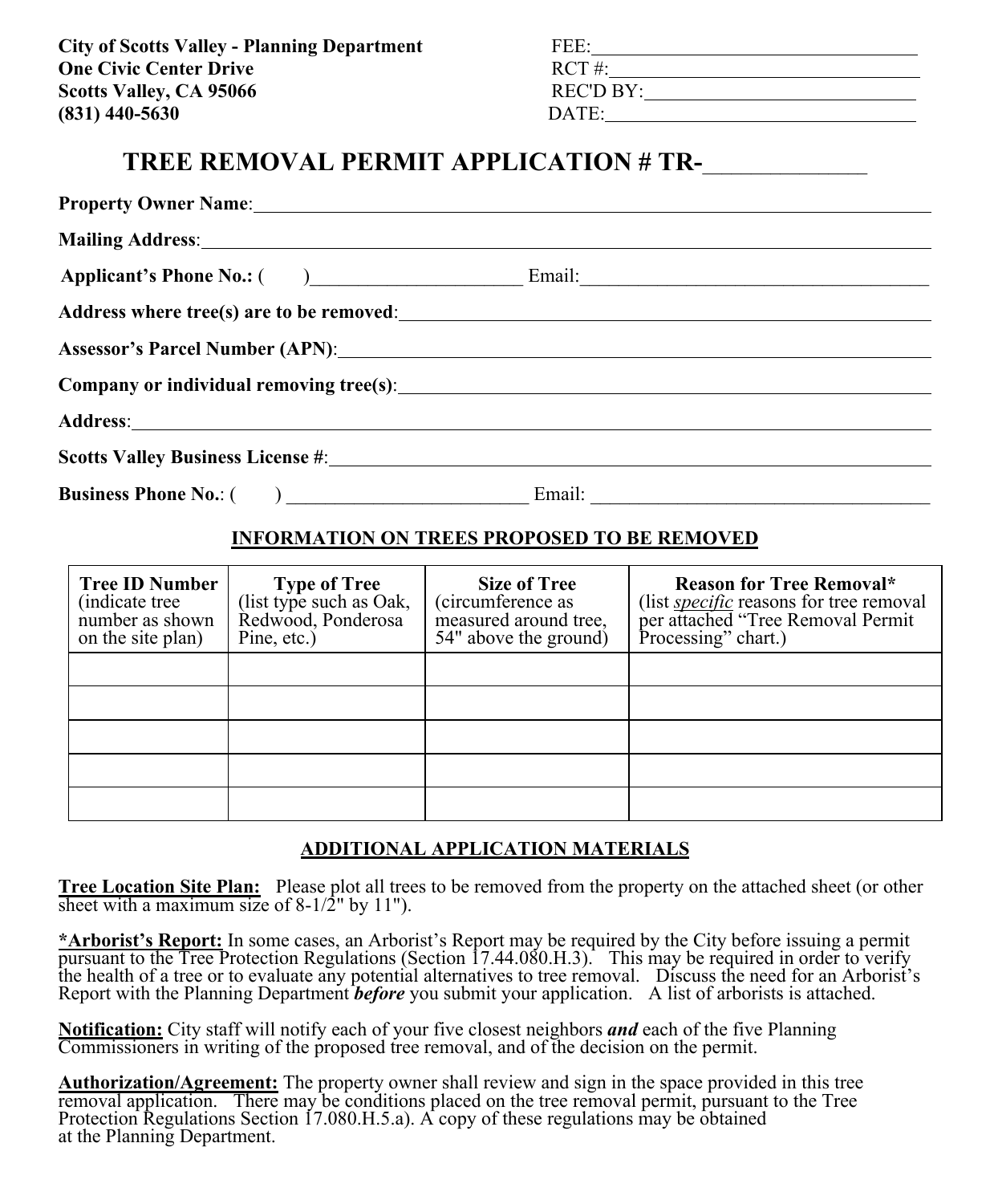**City of Scotts Valley - Planning Department**
**One Civic Center Drive**
**Scotts Valley, CA 95066**
**(831) 440-5630**

FEE:________________________________
RCT #:________________________________
REC'D BY:____________________________
DATE:________________________________

# TREE REMOVAL PERMIT APPLICATION # TR-_____________

**Property Owner Name**:_______________________________________________________________

**Mailing Address**:___________________________________________________________________

**Applicant's Phone No.:** ( )______________________ Email:_____________________________________

**Address where tree(s) are to be removed**:________________________________________________

**Assessor's Parcel Number (APN)**:_______________________________________________________

**Company or individual removing tree(s)**:________________________________________________

**Address**:__________________________________________________________________________

**Scotts Valley Business License #**:_______________________________________________________

**Business Phone No.**: ( ) _________________________ Email: ____________________________________

## INFORMATION ON TREES PROPOSED TO BE REMOVED

| **Tree ID Number** (indicate tree number as shown on the site plan) | **Type of Tree** (list type such as Oak, Redwood, Ponderosa Pine, etc.) | **Size of Tree** (circumference as measured around tree, 54" above the ground) | **Reason for Tree Removal*** (list *specific* reasons for tree removal per attached "Tree Removal Permit Processing" chart.) |
|---|---|---|---|
| | | | |
| | | | |
| | | | |
| | | | |
| | | | |

## ADDITIONAL APPLICATION MATERIALS

**Tree Location Site Plan:** Please plot all trees to be removed from the property on the attached sheet (or other sheet with a maximum size of 8-1/2" by 11").

***Arborist's Report:** In some cases, an Arborist's Report may be required by the City before issuing a permit pursuant to the Tree Protection Regulations (Section 17.44.080.H.3). This may be required in order to verify the health of a tree or to evaluate any potential alternatives to tree removal. Discuss the need for an Arborist's Report with the Planning Department ***before*** you submit your application. A list of arborists is attached.

**Notification:** City staff will notify each of your five closest neighbors ***and*** each of the five Planning Commissioners in writing of the proposed tree removal, and of the decision on the permit.

**Authorization/Agreement:** The property owner shall review and sign in the space provided in this tree removal application. There may be conditions placed on the tree removal permit, pursuant to the Tree Protection Regulations Section 17.080.H.5.a). A copy of these regulations may be obtained at the Planning Department.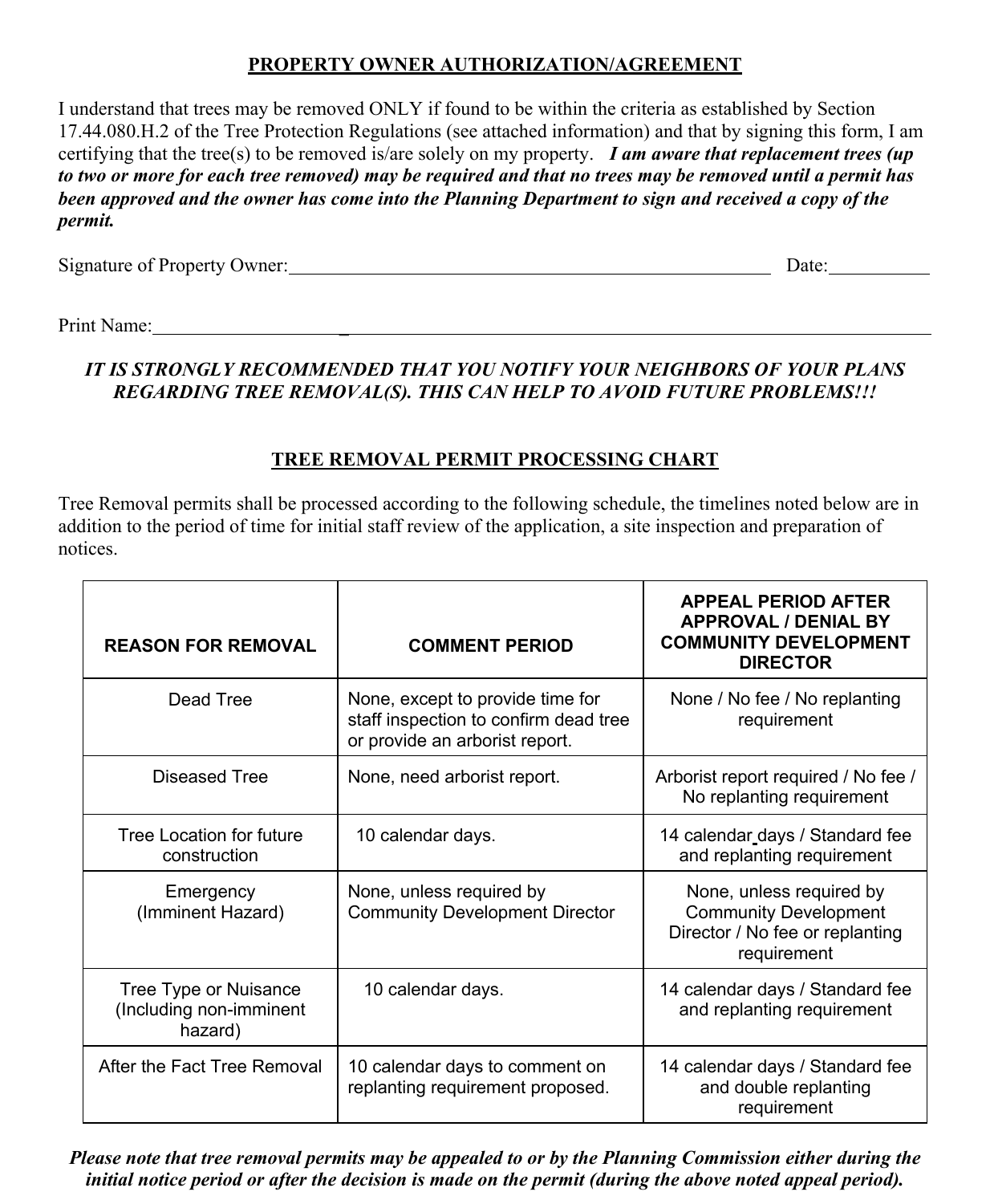## PROPERTY OWNER AUTHORIZATION/AGREEMENT

I understand that trees may be removed ONLY if found to be within the criteria as established by Section 17.44.080.H.2 of the Tree Protection Regulations (see attached information) and that by signing this form, I am certifying that the tree(s) to be removed is/are solely on my property. ***I am aware that replacement trees (up to two or more for each tree removed) may be required and that no trees may be removed until a permit has been approved and the owner has come into the Planning Department to sign and received a copy of the permit.***

Signature of Property Owner:______________________________ Date:__________

Print Name:_____________________________________________

***IT IS STRONGLY RECOMMENDED THAT YOU NOTIFY YOUR NEIGHBORS OF YOUR PLANS REGARDING TREE REMOVAL(S). THIS CAN HELP TO AVOID FUTURE PROBLEMS!!!***

## TREE REMOVAL PERMIT PROCESSING CHART

Tree Removal permits shall be processed according to the following schedule, the timelines noted below are in addition to the period of time for initial staff review of the application, a site inspection and preparation of notices.

| REASON FOR REMOVAL | COMMENT PERIOD | APPEAL PERIOD AFTER APPROVAL / DENIAL BY COMMUNITY DEVELOPMENT DIRECTOR |
|---|---|---|
| Dead Tree | None, except to provide time for staff inspection to confirm dead tree or provide an arborist report. | None / No fee / No replanting requirement |
| Diseased Tree | None, need arborist report. | Arborist report required / No fee / No replanting requirement |
| Tree Location for future construction | 10 calendar days. | 14 calendar days / Standard fee and replanting requirement |
| Emergency (Imminent Hazard) | None, unless required by Community Development Director | None, unless required by Community Development Director / No fee or replanting requirement |
| Tree Type or Nuisance (Including non-imminent hazard) | 10 calendar days. | 14 calendar days / Standard fee and replanting requirement |
| After the Fact Tree Removal | 10 calendar days to comment on replanting requirement proposed. | 14 calendar days / Standard fee and double replanting requirement |

***Please note that tree removal permits may be appealed to or by the Planning Commission either during the initial notice period or after the decision is made on the permit (during the above noted appeal period).***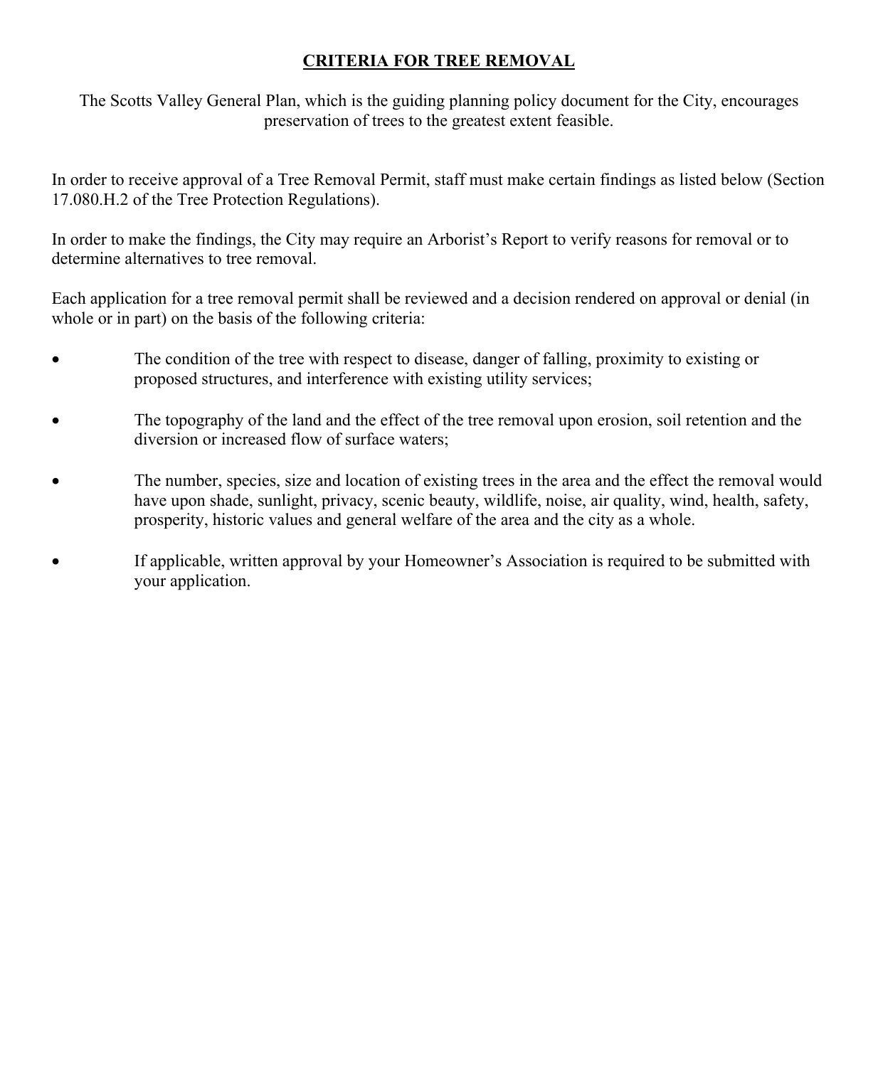# **CRITERIA FOR TREE REMOVAL**

The Scotts Valley General Plan, which is the guiding planning policy document for the City, encourages preservation of trees to the greatest extent feasible.

In order to receive approval of a Tree Removal Permit, staff must make certain findings as listed below (Section 17.080.H.2 of the Tree Protection Regulations).

In order to make the findings, the City may require an Arborist's Report to verify reasons for removal or to determine alternatives to tree removal.

Each application for a tree removal permit shall be reviewed and a decision rendered on approval or denial (in whole or in part) on the basis of the following criteria:

- The condition of the tree with respect to disease, danger of falling, proximity to existing or proposed structures, and interference with existing utility services;

- The topography of the land and the effect of the tree removal upon erosion, soil retention and the diversion or increased flow of surface waters;

- The number, species, size and location of existing trees in the area and the effect the removal would have upon shade, sunlight, privacy, scenic beauty, wildlife, noise, air quality, wind, health, safety, prosperity, historic values and general welfare of the area and the city as a whole.

- If applicable, written approval by your Homeowner's Association is required to be submitted with your application.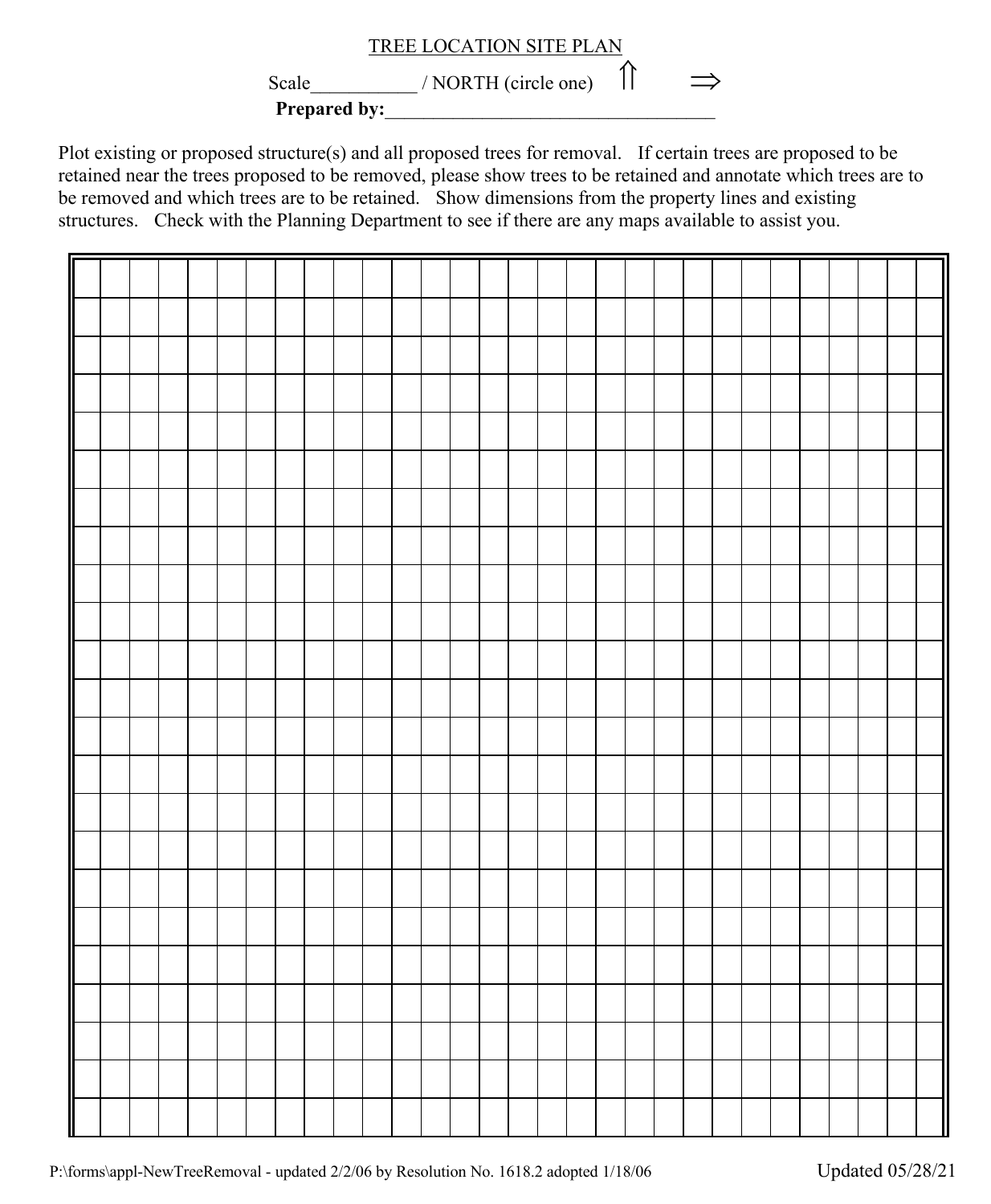# TREE LOCATION SITE PLAN

Scale\_\_\_\_\_\_\_\_\_\_\_ / NORTH (circle one) ⇑ ⇒

**Prepared by:**\_\_\_\_\_\_\_\_\_\_\_\_\_\_\_\_\_\_\_\_\_\_\_\_\_\_\_\_\_\_\_\_\_\_\_

Plot existing or proposed structure(s) and all proposed trees for removal. If certain trees are proposed to be retained near the trees proposed to be removed, please show trees to be retained and annotate which trees are to be removed and which trees are to be retained. Show dimensions from the property lines and existing structures. Check with the Planning Department to see if there are any maps available to assist you.

P:\forms\appl-NewTreeRemoval - updated 2/2/06 by Resolution No. 1618.2 adopted 1/18/06

Updated 05/28/21